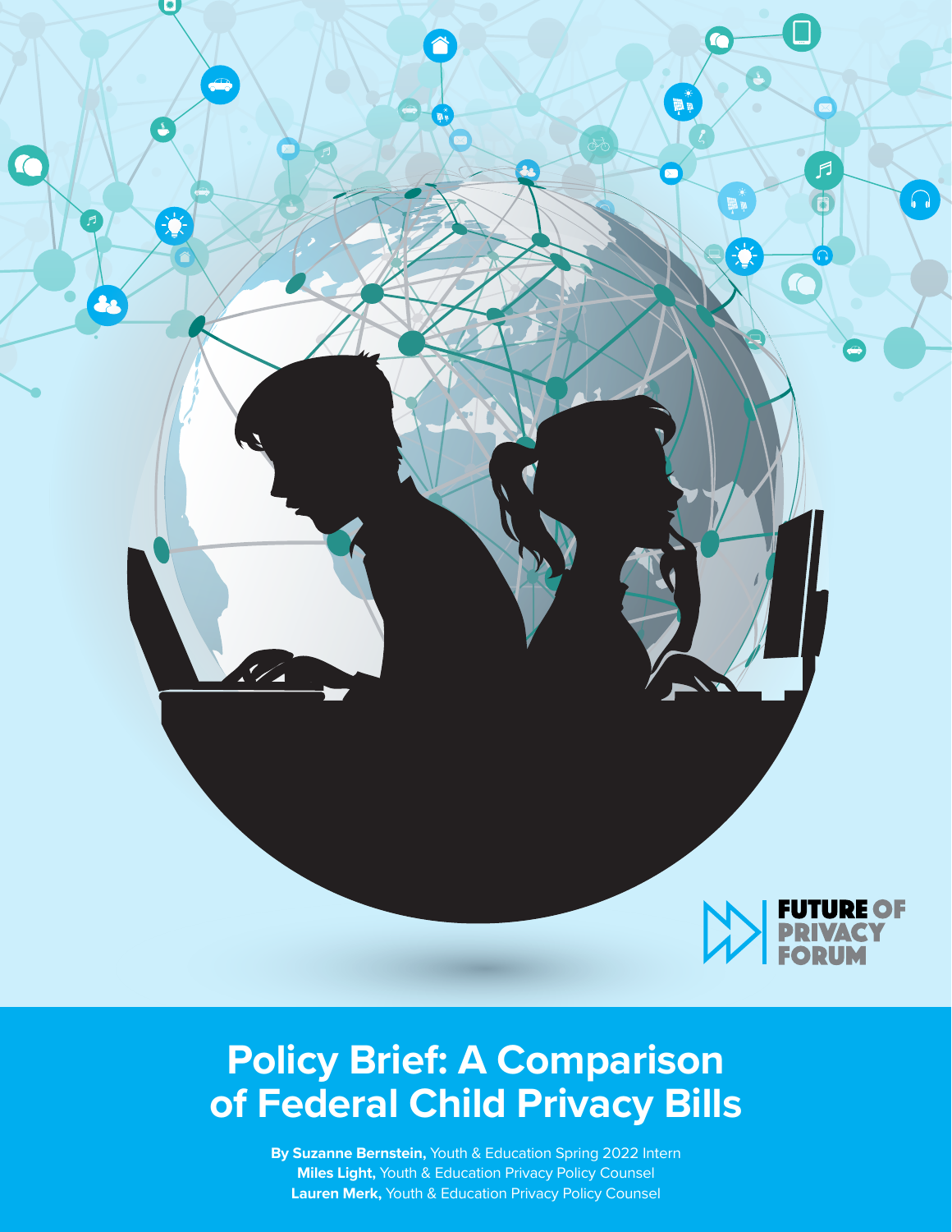FUTURE OF PRIVACY FORUM

# Policy Brief: A Comparison of Federal Child Privacy Bills

**By Suzanne Bernstein,** Youth & Education Spring 2022 Intern
**Miles Light,** Youth & Education Privacy Policy Counsel
**Lauren Merk,** Youth & Education Privacy Policy Counsel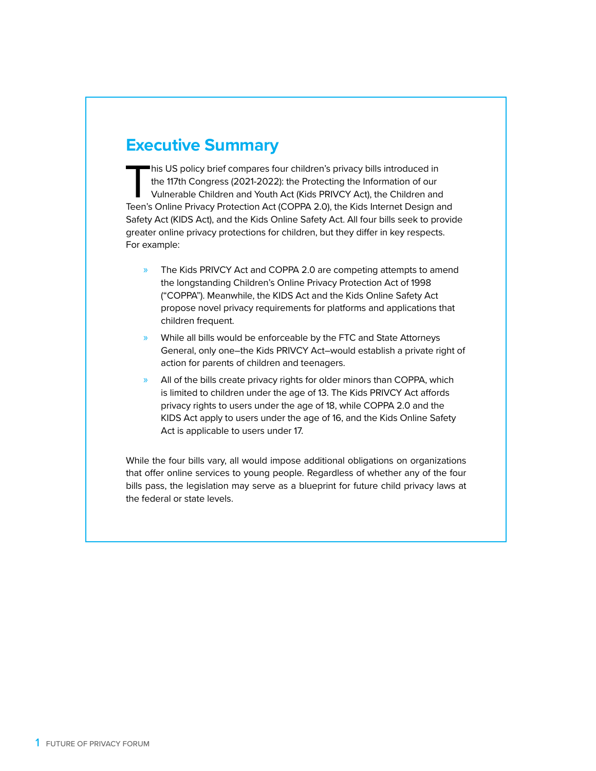## Executive Summary

This US policy brief compares four children's privacy bills introduced in the 117th Congress (2021-2022): the Protecting the Information of our Vulnerable Children and Youth Act (Kids PRIVCY Act), the Children and Teen's Online Privacy Protection Act (COPPA 2.0), the Kids Internet Design and Safety Act (KIDS Act), and the Kids Online Safety Act. All four bills seek to provide greater online privacy protections for children, but they differ in key respects. For example:

- The Kids PRIVCY Act and COPPA 2.0 are competing attempts to amend the longstanding Children's Online Privacy Protection Act of 1998 ("COPPA"). Meanwhile, the KIDS Act and the Kids Online Safety Act propose novel privacy requirements for platforms and applications that children frequent.
- While all bills would be enforceable by the FTC and State Attorneys General, only one–the Kids PRIVCY Act–would establish a private right of action for parents of children and teenagers.
- All of the bills create privacy rights for older minors than COPPA, which is limited to children under the age of 13. The Kids PRIVCY Act affords privacy rights to users under the age of 18, while COPPA 2.0 and the KIDS Act apply to users under the age of 16, and the Kids Online Safety Act is applicable to users under 17.

While the four bills vary, all would impose additional obligations on organizations that offer online services to young people. Regardless of whether any of the four bills pass, the legislation may serve as a blueprint for future child privacy laws at the federal or state levels.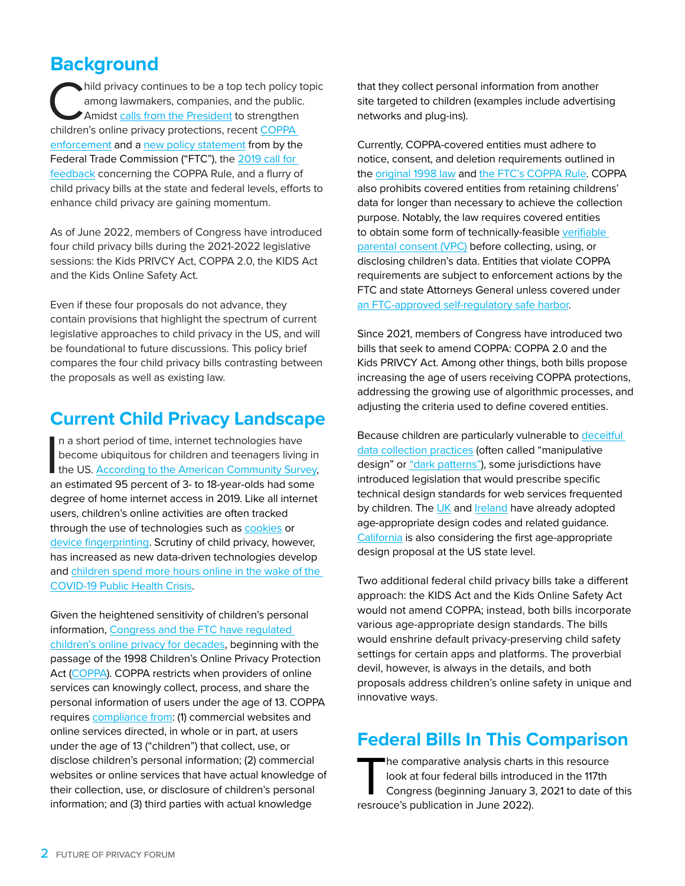## Background

Child privacy continues to be a top tech policy topic among lawmakers, companies, and the public. Amidst calls from the President to strengthen children's online privacy protections, recent COPPA enforcement and a new policy statement from by the Federal Trade Commission ("FTC"), the 2019 call for feedback concerning the COPPA Rule, and a flurry of child privacy bills at the state and federal levels, efforts to enhance child privacy are gaining momentum.

As of June 2022, members of Congress have introduced four child privacy bills during the 2021-2022 legislative sessions: the Kids PRIVCY Act, COPPA 2.0, the KIDS Act and the Kids Online Safety Act.

Even if these four proposals do not advance, they contain provisions that highlight the spectrum of current legislative approaches to child privacy in the US, and will be foundational to future discussions. This policy brief compares the four child privacy bills contrasting between the proposals as well as existing law.

## Current Child Privacy Landscape

In a short period of time, internet technologies have become ubiquitous for children and teenagers living in the US. According to the American Community Survey, an estimated 95 percent of 3- to 18-year-olds had some degree of home internet access in 2019. Like all internet users, children's online activities are often tracked through the use of technologies such as cookies or device fingerprinting. Scrutiny of child privacy, however, has increased as new data-driven technologies develop and children spend more hours online in the wake of the COVID-19 Public Health Crisis.

Given the heightened sensitivity of children's personal information, Congress and the FTC have regulated children's online privacy for decades, beginning with the passage of the 1998 Children's Online Privacy Protection Act (COPPA). COPPA restricts when providers of online services can knowingly collect, process, and share the personal information of users under the age of 13. COPPA requires compliance from: (1) commercial websites and online services directed, in whole or in part, at users under the age of 13 ("children") that collect, use, or disclose children's personal information; (2) commercial websites or online services that have actual knowledge of their collection, use, or disclosure of children's personal information; and (3) third parties with actual knowledge that they collect personal information from another site targeted to children (examples include advertising networks and plug-ins).

Currently, COPPA-covered entities must adhere to notice, consent, and deletion requirements outlined in the original 1998 law and the FTC's COPPA Rule. COPPA also prohibits covered entities from retaining childrens' data for longer than necessary to achieve the collection purpose. Notably, the law requires covered entities to obtain some form of technically-feasible verifiable parental consent (VPC) before collecting, using, or disclosing children's data. Entities that violate COPPA requirements are subject to enforcement actions by the FTC and state Attorneys General unless covered under an FTC-approved self-regulatory safe harbor.

Since 2021, members of Congress have introduced two bills that seek to amend COPPA: COPPA 2.0 and the Kids PRIVCY Act. Among other things, both bills propose increasing the age of users receiving COPPA protections, addressing the growing use of algorithmic processes, and adjusting the criteria used to define covered entities.

Because children are particularly vulnerable to deceitful data collection practices (often called "manipulative design" or "dark patterns"), some jurisdictions have introduced legislation that would prescribe specific technical design standards for web services frequented by children. The UK and Ireland have already adopted age-appropriate design codes and related guidance. California is also considering the first age-appropriate design proposal at the US state level.

Two additional federal child privacy bills take a different approach: the KIDS Act and the Kids Online Safety Act would not amend COPPA; instead, both bills incorporate various age-appropriate design standards. The bills would enshrine default privacy-preserving child safety settings for certain apps and platforms. The proverbial devil, however, is always in the details, and both proposals address children's online safety in unique and innovative ways.

## Federal Bills In This Comparison

The comparative analysis charts in this resource look at four federal bills introduced in the 117th Congress (beginning January 3, 2021 to date of this resrouce's publication in June 2022).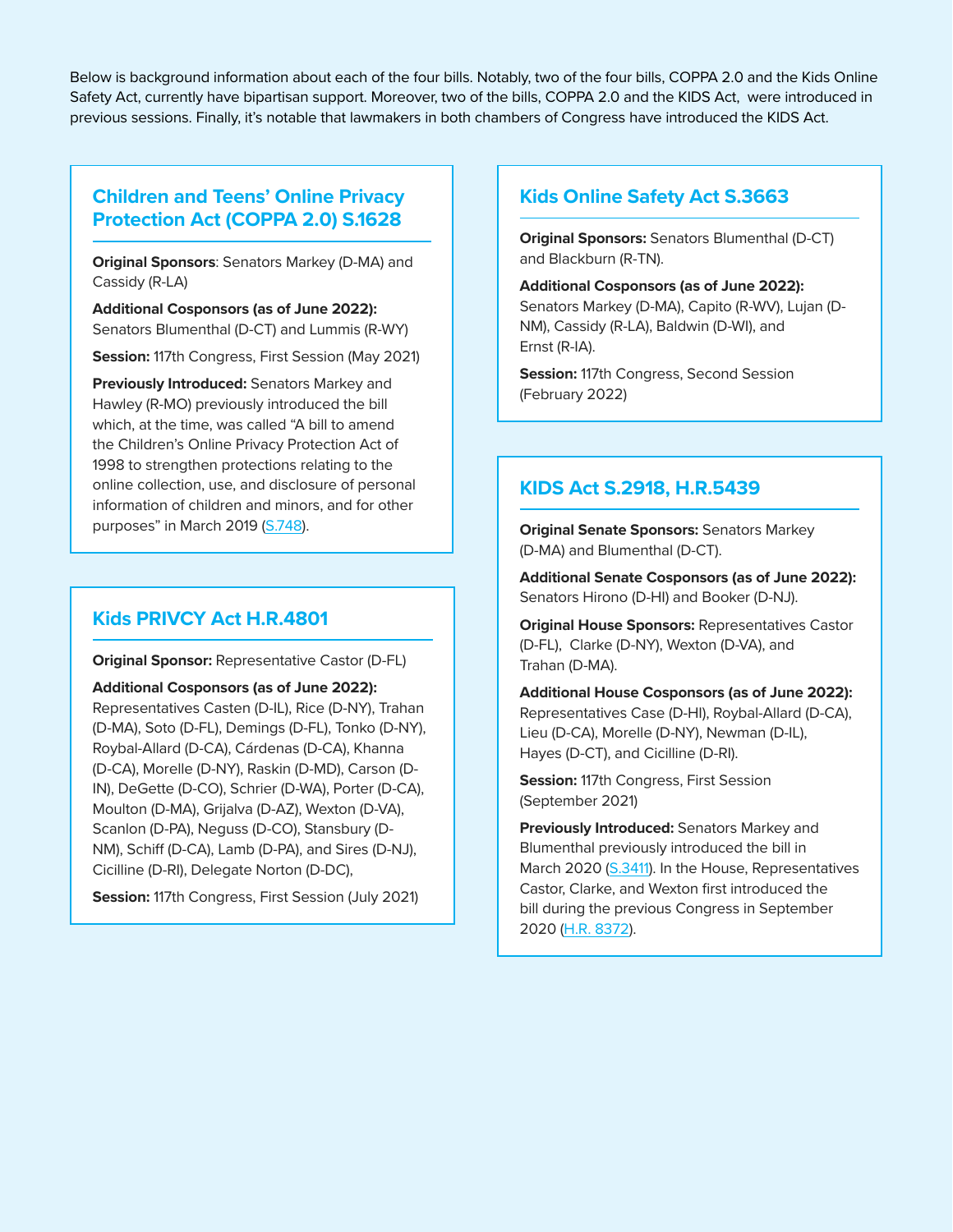Below is background information about each of the four bills. Notably, two of the four bills, COPPA 2.0 and the Kids Online Safety Act, currently have bipartisan support. Moreover, two of the bills, COPPA 2.0 and the KIDS Act, were introduced in previous sessions. Finally, it's notable that lawmakers in both chambers of Congress have introduced the KIDS Act.

## Children and Teens' Online Privacy Protection Act (COPPA 2.0) S.1628

**Original Sponsors**: Senators Markey (D-MA) and Cassidy (R-LA)

**Additional Cosponsors (as of June 2022):** Senators Blumenthal (D-CT) and Lummis (R-WY)

**Session:** 117th Congress, First Session (May 2021)

**Previously Introduced:** Senators Markey and Hawley (R-MO) previously introduced the bill which, at the time, was called "A bill to amend the Children's Online Privacy Protection Act of 1998 to strengthen protections relating to the online collection, use, and disclosure of personal information of children and minors, and for other purposes" in March 2019 (S.748).

## Kids PRIVCY Act H.R.4801

**Original Sponsor:** Representative Castor (D-FL)

**Additional Cosponsors (as of June 2022):** Representatives Casten (D-IL), Rice (D-NY), Trahan (D-MA), Soto (D-FL), Demings (D-FL), Tonko (D-NY), Roybal-Allard (D-CA), Cárdenas (D-CA), Khanna (D-CA), Morelle (D-NY), Raskin (D-MD), Carson (D-IN), DeGette (D-CO), Schrier (D-WA), Porter (D-CA), Moulton (D-MA), Grijalva (D-AZ), Wexton (D-VA), Scanlon (D-PA), Neguss (D-CO), Stansbury (D-NM), Schiff (D-CA), Lamb (D-PA), and Sires (D-NJ), Cicilline (D-RI), Delegate Norton (D-DC),

**Session:** 117th Congress, First Session (July 2021)

## Kids Online Safety Act S.3663

**Original Sponsors:** Senators Blumenthal (D-CT) and Blackburn (R-TN).

**Additional Cosponsors (as of June 2022):** Senators Markey (D-MA), Capito (R-WV), Lujan (D-NM), Cassidy (R-LA), Baldwin (D-WI), and Ernst (R-IA).

**Session:** 117th Congress, Second Session (February 2022)

## KIDS Act S.2918, H.R.5439

**Original Senate Sponsors:** Senators Markey (D-MA) and Blumenthal (D-CT).

**Additional Senate Cosponsors (as of June 2022):** Senators Hirono (D-HI) and Booker (D-NJ).

**Original House Sponsors:** Representatives Castor (D-FL), Clarke (D-NY), Wexton (D-VA), and Trahan (D-MA).

**Additional House Cosponsors (as of June 2022):** Representatives Case (D-HI), Roybal-Allard (D-CA), Lieu (D-CA), Morelle (D-NY), Newman (D-IL), Hayes (D-CT), and Cicilline (D-RI).

**Session:** 117th Congress, First Session (September 2021)

**Previously Introduced:** Senators Markey and Blumenthal previously introduced the bill in March 2020 (S.3411). In the House, Representatives Castor, Clarke, and Wexton first introduced the bill during the previous Congress in September 2020 (H.R. 8372).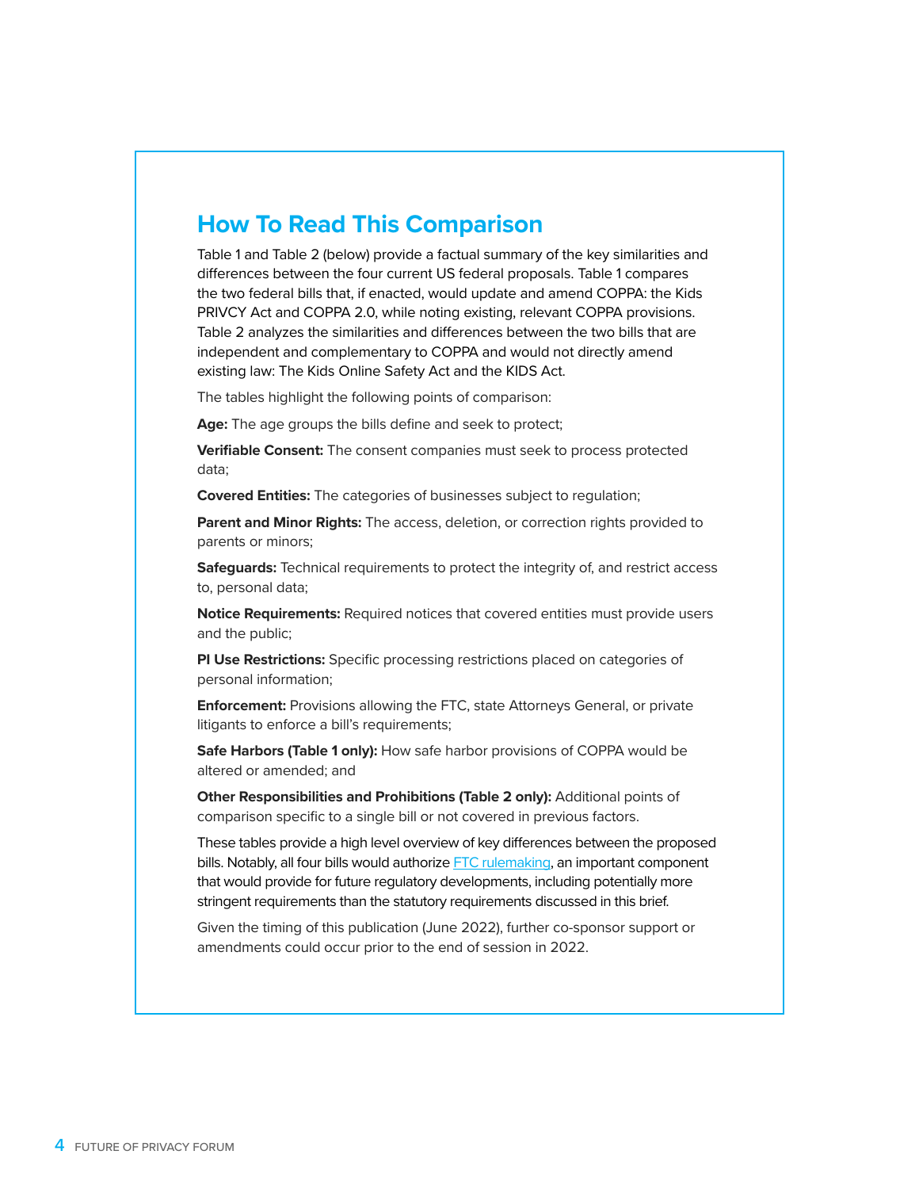## How To Read This Comparison

Table 1 and Table 2 (below) provide a factual summary of the key similarities and differences between the four current US federal proposals. Table 1 compares the two federal bills that, if enacted, would update and amend COPPA: the Kids PRIVCY Act and COPPA 2.0, while noting existing, relevant COPPA provisions. Table 2 analyzes the similarities and differences between the two bills that are independent and complementary to COPPA and would not directly amend existing law: The Kids Online Safety Act and the KIDS Act.

The tables highlight the following points of comparison:

**Age:** The age groups the bills define and seek to protect;

**Verifiable Consent:** The consent companies must seek to process protected data;

**Covered Entities:** The categories of businesses subject to regulation;

**Parent and Minor Rights:** The access, deletion, or correction rights provided to parents or minors;

**Safeguards:** Technical requirements to protect the integrity of, and restrict access to, personal data;

**Notice Requirements:** Required notices that covered entities must provide users and the public;

**PI Use Restrictions:** Specific processing restrictions placed on categories of personal information;

**Enforcement:** Provisions allowing the FTC, state Attorneys General, or private litigants to enforce a bill's requirements;

**Safe Harbors (Table 1 only):** How safe harbor provisions of COPPA would be altered or amended; and

**Other Responsibilities and Prohibitions (Table 2 only):** Additional points of comparison specific to a single bill or not covered in previous factors.

These tables provide a high level overview of key differences between the proposed bills. Notably, all four bills would authorize FTC rulemaking, an important component that would provide for future regulatory developments, including potentially more stringent requirements than the statutory requirements discussed in this brief.

Given the timing of this publication (June 2022), further co-sponsor support or amendments could occur prior to the end of session in 2022.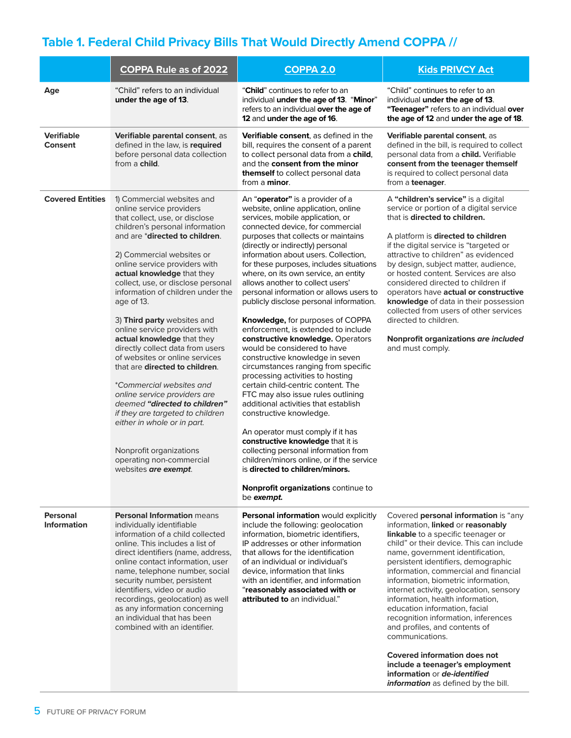## Table 1. Federal Child Privacy Bills That Would Directly Amend COPPA //

| | COPPA Rule as of 2022 | COPPA 2.0 | Kids PRIVCY Act |
|---|---|---|---|
| **Age** | "Child" refers to an individual **under the age of 13**. | "**Child**" continues to refer to an individual **under the age of 13**. "**Minor**" refers to an individual **over the age of 12** and **under the age of 16**. | "Child" continues to refer to an individual **under the age of 13**. **"Teenager"** refers to an individual **over the age of 12** and **under the age of 18**. |
| **Verifiable Consent** | **Verifiable parental consent**, as defined in the law, is **required** before personal data collection from a **child**. | **Verifiable consent**, as defined in the bill, requires the consent of a parent to collect personal data from a **child**, and the **consent from the minor themself** to collect personal data from a **minor**. | **Verifiable parental consent**, as defined in the bill, is required to collect personal data from a **child. Verifiable consent from the teenager themself** is required to collect personal data from a **teenager**. |
| **Covered Entities** | 1) Commercial websites and online service providers that collect, use, or disclose children's personal information and are *__directed to children__.<br><br>2) Commercial websites or online service providers with **actual knowledge** that they collect, use, or disclose personal information of children under the age of 13.<br><br>3) **Third party** websites and online service providers with **actual knowledge** that they directly collect data from users of websites or online services that are **directed to children**.<br><br>*Commercial websites and online service providers are deemed **"directed to children"** if they are targeted to children either in whole or in part.*<br><br>Nonprofit organizations operating non-commercial websites ***are exempt***. | An **"operator"** is a provider of a website, online application, online services, mobile application, or connected device, for commercial purposes that collects or maintains (directly or indirectly) personal information about users. Collection, for these purposes, includes situations where, on its own service, an entity allows another to collect users' personal information or allows users to publicly disclose personal information.<br><br>**Knowledge,** for purposes of COPPA enforcement, is extended to include **constructive knowledge.** Operators would be considered to have constructive knowledge in seven circumstances ranging from specific processing activities to hosting certain child-centric content. The FTC may also issue rules outlining additional activities that establish constructive knowledge.<br><br>An operator must comply if it has **constructive knowledge** that it is collecting personal information from children/minors online, or if the service is **directed to children/minors.**<br><br>**Nonprofit organizations** continue to be ***exempt.*** | A **"children's service"** is a digital service or portion of a digital service that is **directed to children.**<br><br>A platform is **directed to children** if the digital service is "targeted or attractive to children" as evidenced by design, subject matter, audience, or hosted content. Services are also considered directed to children if operators have **actual or constructive knowledge** of data in their possession collected from users of other services directed to children.<br><br>**Nonprofit organizations *are included*** and must comply. |
| **Personal Information** | **Personal Information** means individually identifiable information of a child collected online. This includes a list of direct identifiers (name, address, online contact information, user name, telephone number, social security number, persistent identifiers, video or audio recordings, geolocation) as well as any information concerning an individual that has been combined with an identifier. | **Personal information** would explicitly include the following: geolocation information, biometric identifiers, IP addresses or other information that allows for the identification of an individual or individual's device, information that links with an identifier, and information "**reasonably associated with or attributed to** an individual." | Covered **personal information** is "any information, **linked** or **reasonably linkable** to a specific teenager or child" or their device. This can include name, government identification, persistent identifiers, demographic information, commercial and financial information, biometric information, internet activity, geolocation, sensory information, health information, education information, facial recognition information, inferences and profiles, and contents of communications.<br><br>**Covered information does not include a teenager's employment information** or ***de-identified information*** as defined by the bill. |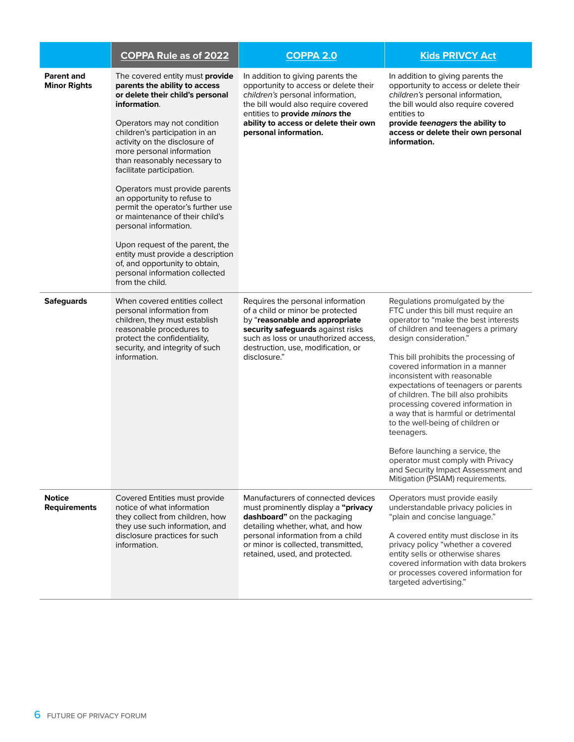| | COPPA Rule as of 2022 | COPPA 2.0 | Kids PRIVCY Act |
|---|---|---|---|
| **Parent and Minor Rights** | The covered entity must **provide parents the ability to access or delete their child's personal information**.<br><br>Operators may not condition children's participation in an activity on the disclosure of more personal information than reasonably necessary to facilitate participation.<br><br>Operators must provide parents an opportunity to refuse to permit the operator's further use or maintenance of their child's personal information.<br><br>Upon request of the parent, the entity must provide a description of, and opportunity to obtain, personal information collected from the child. | In addition to giving parents the opportunity to access or delete their *children's* personal information, the bill would also require covered entities to **provide *minors* the ability to access or delete their own personal information.** | In addition to giving parents the opportunity to access or delete their *children's* personal information, the bill would also require covered entities to **provide *teenagers* the ability to access or delete their own personal information.** |
| **Safeguards** | When covered entities collect personal information from children, they must establish reasonable procedures to protect the confidentiality, security, and integrity of such information. | Requires the personal information of a child or minor be protected by "**reasonable and appropriate security safeguards** against risks such as loss or unauthorized access, destruction, use, modification, or disclosure." | Regulations promulgated by the FTC under this bill must require an operator to "make the best interests of children and teenagers a primary design consideration."<br><br>This bill prohibits the processing of covered information in a manner inconsistent with reasonable expectations of teenagers or parents of children. The bill also prohibits processing covered information in a way that is harmful or detrimental to the well-being of children or teenagers.<br><br>Before launching a service, the operator must comply with Privacy and Security Impact Assessment and Mitigation (PSIAM) requirements. |
| **Notice Requirements** | Covered Entities must provide notice of what information they collect from children, how they use such information, and disclosure practices for such information. | Manufacturers of connected devices must prominently display a **"privacy dashboard"** on the packaging detailing whether, what, and how personal information from a child or minor is collected, transmitted, retained, used, and protected. | Operators must provide easily understandable privacy policies in "plain and concise language."<br><br>A covered entity must disclose in its privacy policy "whether a covered entity sells or otherwise shares covered information with data brokers or processes covered information for targeted advertising." |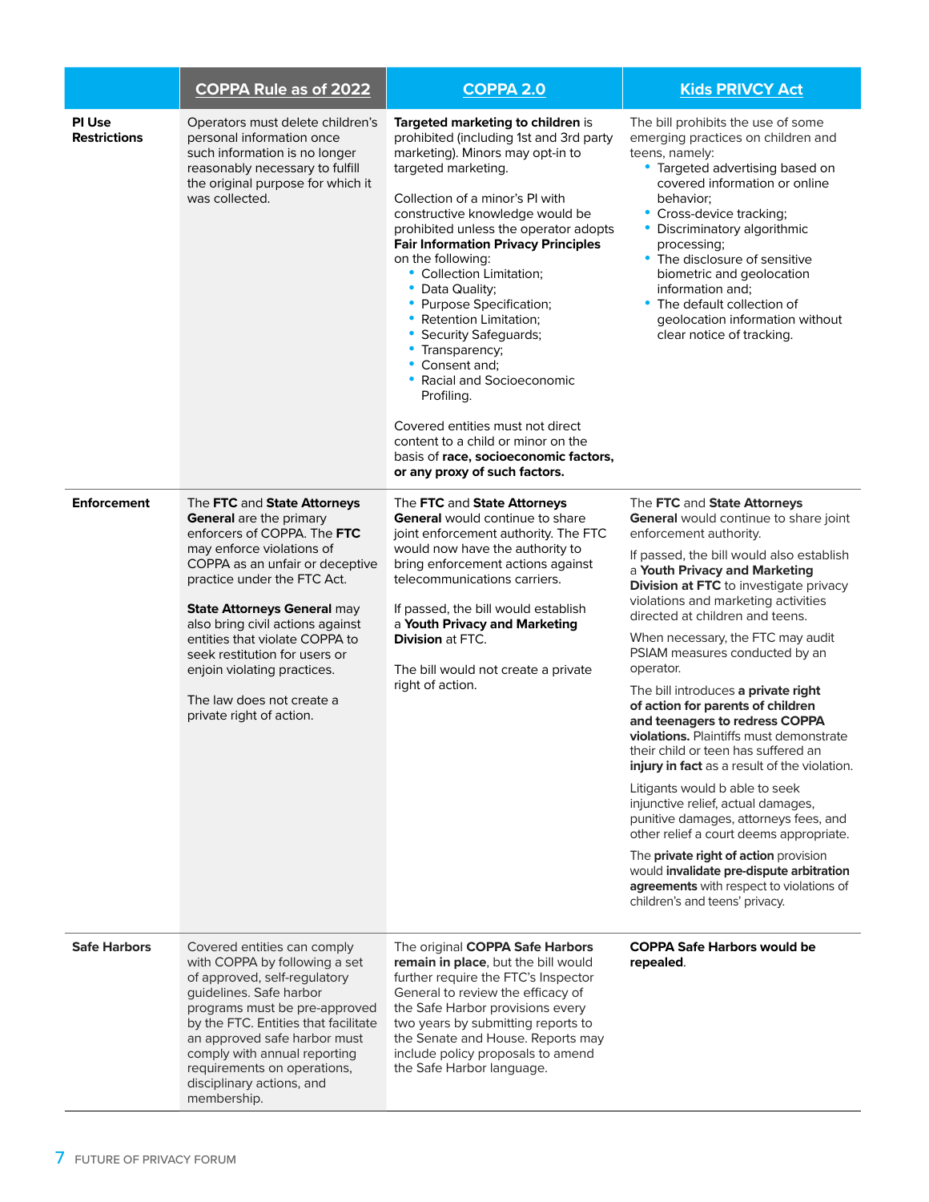| | COPPA Rule as of 2022 | COPPA 2.0 | Kids PRIVCY Act |
|---|---|---|---|
| **PI Use Restrictions** | Operators must delete children's personal information once such information is no longer reasonably necessary to fulfill the original purpose for which it was collected. | **Targeted marketing to children** is prohibited (including 1st and 3rd party marketing). Minors may opt-in to targeted marketing.<br><br>Collection of a minor's PI with constructive knowledge would be prohibited unless the operator adopts **Fair Information Privacy Principles** on the following:<br>• Collection Limitation;<br>• Data Quality;<br>• Purpose Specification;<br>• Retention Limitation;<br>• Security Safeguards;<br>• Transparency;<br>• Consent and;<br>• Racial and Socioeconomic Profiling.<br><br>Covered entities must not direct content to a child or minor on the basis of **race, socioeconomic factors, or any proxy of such factors.** | The bill prohibits the use of some emerging practices on children and teens, namely:<br>• Targeted advertising based on covered information or online behavior;<br>• Cross-device tracking;<br>• Discriminatory algorithmic processing;<br>• The disclosure of sensitive biometric and geolocation information and;<br>• The default collection of geolocation information without clear notice of tracking. |
| **Enforcement** | The **FTC** and **State Attorneys General** are the primary enforcers of COPPA. The **FTC** may enforce violations of COPPA as an unfair or deceptive practice under the FTC Act.<br><br>**State Attorneys General** may also bring civil actions against entities that violate COPPA to seek restitution for users or enjoin violating practices.<br><br>The law does not create a private right of action. | The **FTC** and **State Attorneys General** would continue to share joint enforcement authority. The FTC would now have the authority to bring enforcement actions against telecommunications carriers.<br><br>If passed, the bill would establish a **Youth Privacy and Marketing Division** at FTC.<br><br>The bill would not create a private right of action. | The **FTC** and **State Attorneys General** would continue to share joint enforcement authority.<br><br>If passed, the bill would also establish a **Youth Privacy and Marketing Division at FTC** to investigate privacy violations and marketing activities directed at children and teens.<br><br>When necessary, the FTC may audit PSIAM measures conducted by an operator.<br><br>The bill introduces **a private right of action for parents of children and teenagers to redress COPPA violations.** Plaintiffs must demonstrate their child or teen has suffered an **injury in fact** as a result of the violation.<br><br>Litigants would b able to seek injunctive relief, actual damages, punitive damages, attorneys fees, and other relief a court deems appropriate.<br><br>The **private right of action** provision would **invalidate pre-dispute arbitration agreements** with respect to violations of children's and teens' privacy. |
| **Safe Harbors** | Covered entities can comply with COPPA by following a set of approved, self-regulatory guidelines. Safe harbor programs must be pre-approved by the FTC. Entities that facilitate an approved safe harbor must comply with annual reporting requirements on operations, disciplinary actions, and membership. | The original **COPPA Safe Harbors remain in place**, but the bill would further require the FTC's Inspector General to review the efficacy of the Safe Harbor provisions every two years by submitting reports to the Senate and House. Reports may include policy proposals to amend the Safe Harbor language. | **COPPA Safe Harbors would be repealed**. |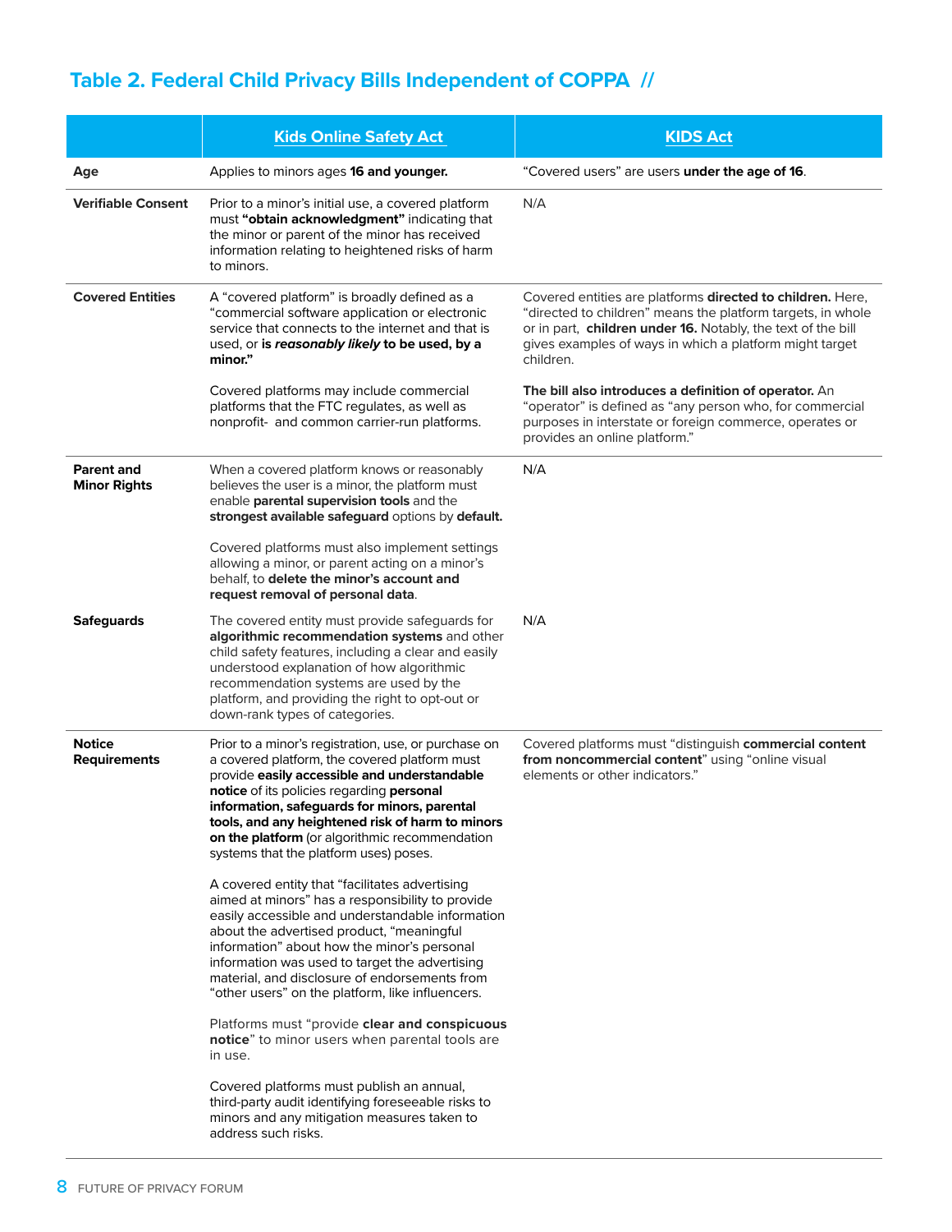## Table 2. Federal Child Privacy Bills Independent of COPPA //

| | Kids Online Safety Act | KIDS Act |
|---|---|---|
| **Age** | Applies to minors ages **16 and younger.** | "Covered users" are users **under the age of 16**. |
| **Verifiable Consent** | Prior to a minor's initial use, a covered platform must **"obtain acknowledgment"** indicating that the minor or parent of the minor has received information relating to heightened risks of harm to minors. | N/A |
| **Covered Entities** | A "covered platform" is broadly defined as a "commercial software application or electronic service that connects to the internet and that is used, or **is *reasonably likely* to be used, by a minor."**<br><br>Covered platforms may include commercial platforms that the FTC regulates, as well as nonprofit- and common carrier-run platforms. | Covered entities are platforms **directed to children.** Here, "directed to children" means the platform targets, in whole or in part, **children under 16.** Notably, the text of the bill gives examples of ways in which a platform might target children.<br><br>**The bill also introduces a definition of operator.** An "operator" is defined as "any person who, for commercial purposes in interstate or foreign commerce, operates or provides an online platform." |
| **Parent and Minor Rights** | When a covered platform knows or reasonably believes the user is a minor, the platform must enable **parental supervision tools** and the **strongest available safeguard** options by **default.**<br><br>Covered platforms must also implement settings allowing a minor, or parent acting on a minor's behalf, to **delete the minor's account and request removal of personal data**. | N/A |
| **Safeguards** | The covered entity must provide safeguards for **algorithmic recommendation systems** and other child safety features, including a clear and easily understood explanation of how algorithmic recommendation systems are used by the platform, and providing the right to opt-out or down-rank types of categories. | N/A |
| **Notice Requirements** | Prior to a minor's registration, use, or purchase on a covered platform, the covered platform must provide **easily accessible and understandable notice** of its policies regarding **personal information, safeguards for minors, parental tools, and any heightened risk of harm to minors on the platform** (or algorithmic recommendation systems that the platform uses) poses.<br><br>A covered entity that "facilitates advertising aimed at minors" has a responsibility to provide easily accessible and understandable information about the advertised product, "meaningful information" about how the minor's personal information was used to target the advertising material, and disclosure of endorsements from "other users" on the platform, like influencers.<br><br>Platforms must "provide **clear and conspicuous notice**" to minor users when parental tools are in use.<br><br>Covered platforms must publish an annual, third-party audit identifying foreseeable risks to minors and any mitigation measures taken to address such risks. | Covered platforms must "distinguish **commercial content from noncommercial content**" using "online visual elements or other indicators." |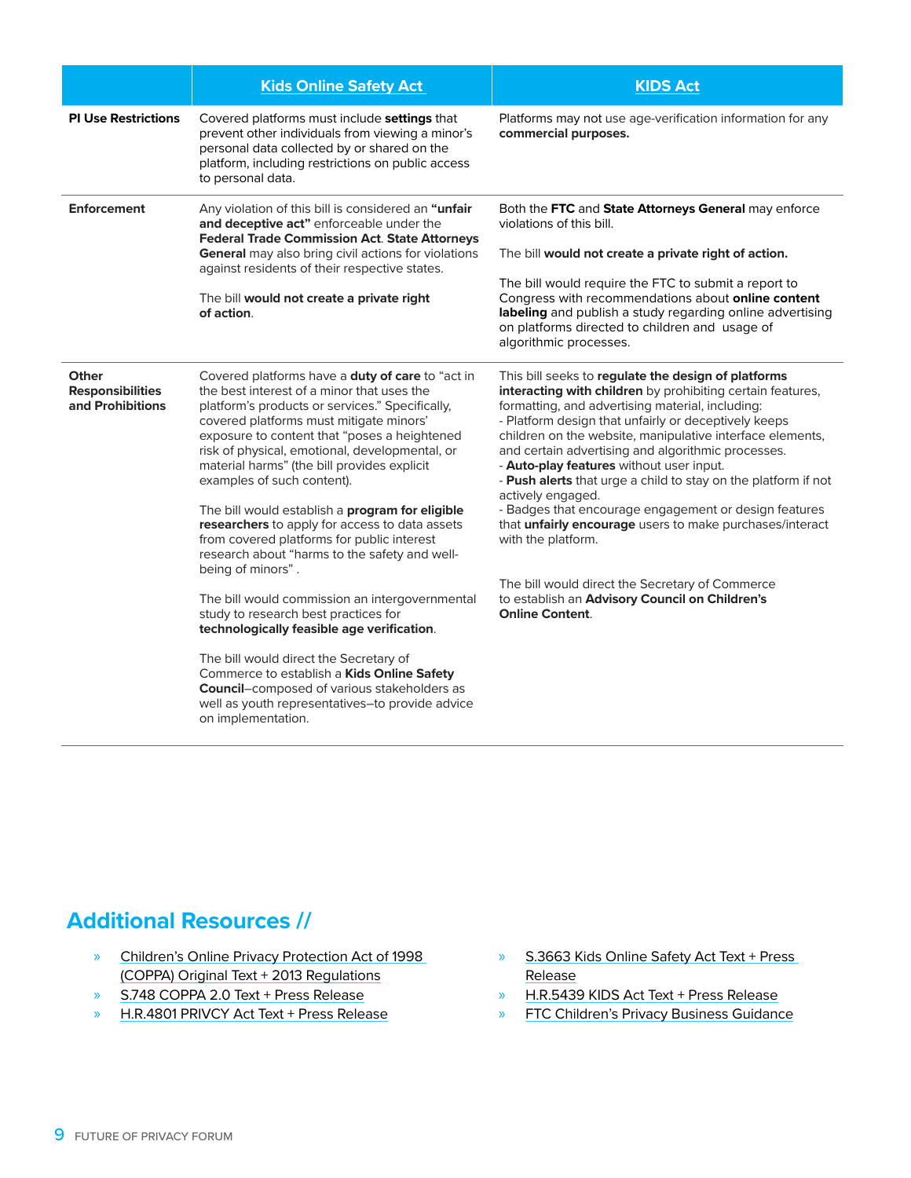| | [Kids Online Safety Act](#) | [KIDS Act](#) |
|---|---|---|
| **PI Use Restrictions** | Covered platforms must include **settings** that prevent other individuals from viewing a minor's personal data collected by or shared on the platform, including restrictions on public access to personal data. | Platforms may not use age-verification information for any **commercial purposes.** |
| **Enforcement** | Any violation of this bill is considered an **"unfair and deceptive act"** enforceable under the **Federal Trade Commission Act**. **State Attorneys General** may also bring civil actions for violations against residents of their respective states.<br><br>The bill **would not create a private right of action**. | Both the **FTC** and **State Attorneys General** may enforce violations of this bill.<br><br>The bill **would not create a private right of action.**<br><br>The bill would require the FTC to submit a report to Congress with recommendations about **online content labeling** and publish a study regarding online advertising on platforms directed to children and usage of algorithmic processes. |
| **Other Responsibilities and Prohibitions** | Covered platforms have a **duty of care** to "act in the best interest of a minor that uses the platform's products or services." Specifically, covered platforms must mitigate minors' exposure to content that "poses a heightened risk of physical, emotional, developmental, or material harms" (the bill provides explicit examples of such content).<br><br>The bill would establish a **program for eligible researchers** to apply for access to data assets from covered platforms for public interest research about "harms to the safety and well-being of minors" .<br><br>The bill would commission an intergovernmental study to research best practices for **technologically feasible age verification**.<br><br>The bill would direct the Secretary of Commerce to establish a **Kids Online Safety Council**–composed of various stakeholders as well as youth representatives–to provide advice on implementation. | This bill seeks to **regulate the design of platforms interacting with children** by prohibiting certain features, formatting, and advertising material, including:<br>- Platform design that unfairly or deceptively keeps children on the website, manipulative interface elements, and certain advertising and algorithmic processes.<br>- **Auto-play features** without user input.<br>- **Push alerts** that urge a child to stay on the platform if not actively engaged.<br>- Badges that encourage engagement or design features that **unfairly encourage** users to make purchases/interact with the platform.<br><br>The bill would direct the Secretary of Commerce to establish an **Advisory Council on Children's Online Content**. |

## Additional Resources //

- Children's Online Privacy Protection Act of 1998 (COPPA) Original Text + 2013 Regulations
- S.748 COPPA 2.0 Text + Press Release
- H.R.4801 PRIVCY Act Text + Press Release
- S.3663 Kids Online Safety Act Text + Press Release
- H.R.5439 KIDS Act Text + Press Release
- FTC Children's Privacy Business Guidance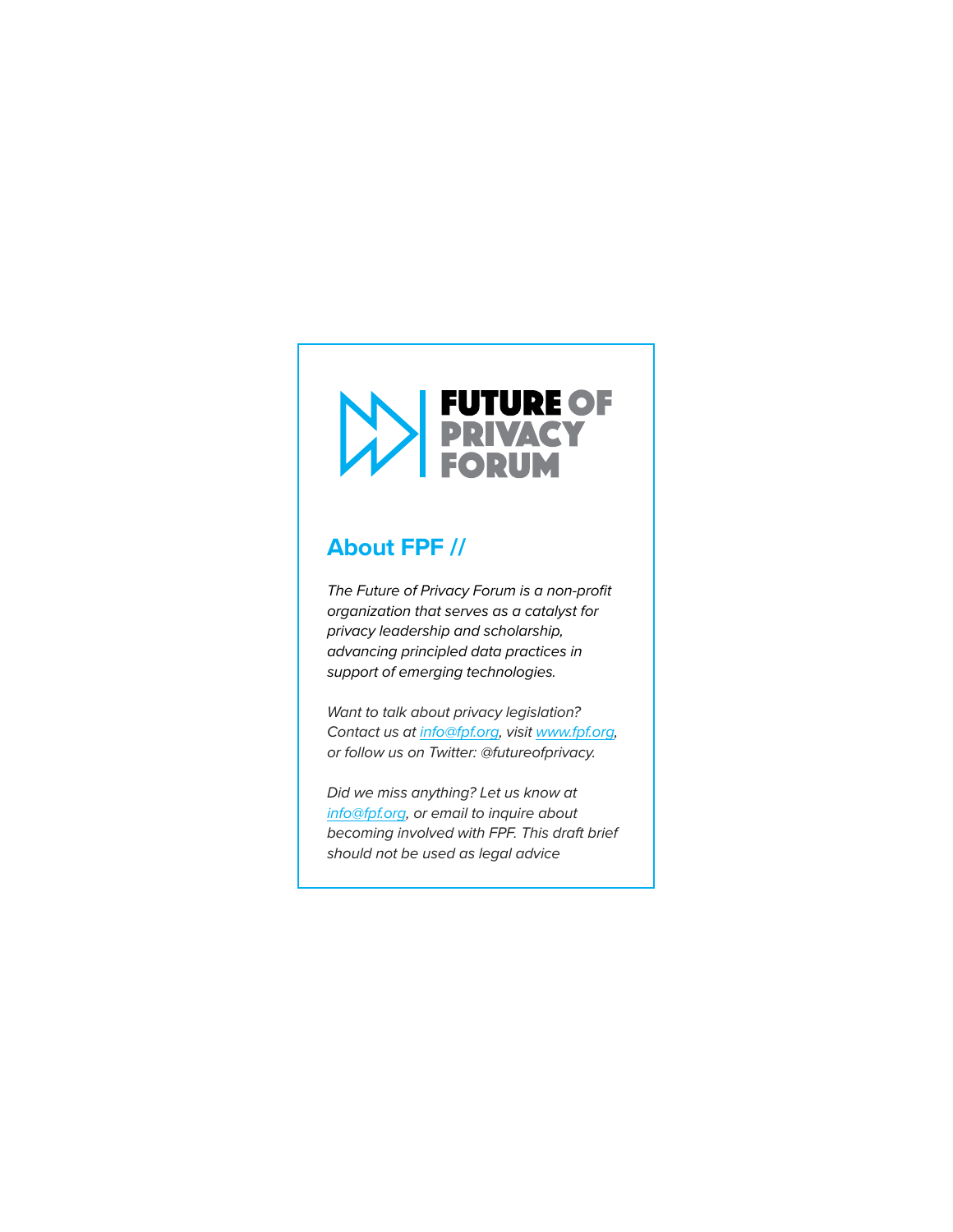FUTURE OF PRIVACY FORUM

## About FPF //

*The Future of Privacy Forum is a non-profit organization that serves as a catalyst for privacy leadership and scholarship, advancing principled data practices in support of emerging technologies.*

*Want to talk about privacy legislation? Contact us at info@fpf.org, visit www.fpf.org, or follow us on Twitter: @futureofprivacy.*

*Did we miss anything? Let us know at info@fpf.org, or email to inquire about becoming involved with FPF. This draft brief should not be used as legal advice*